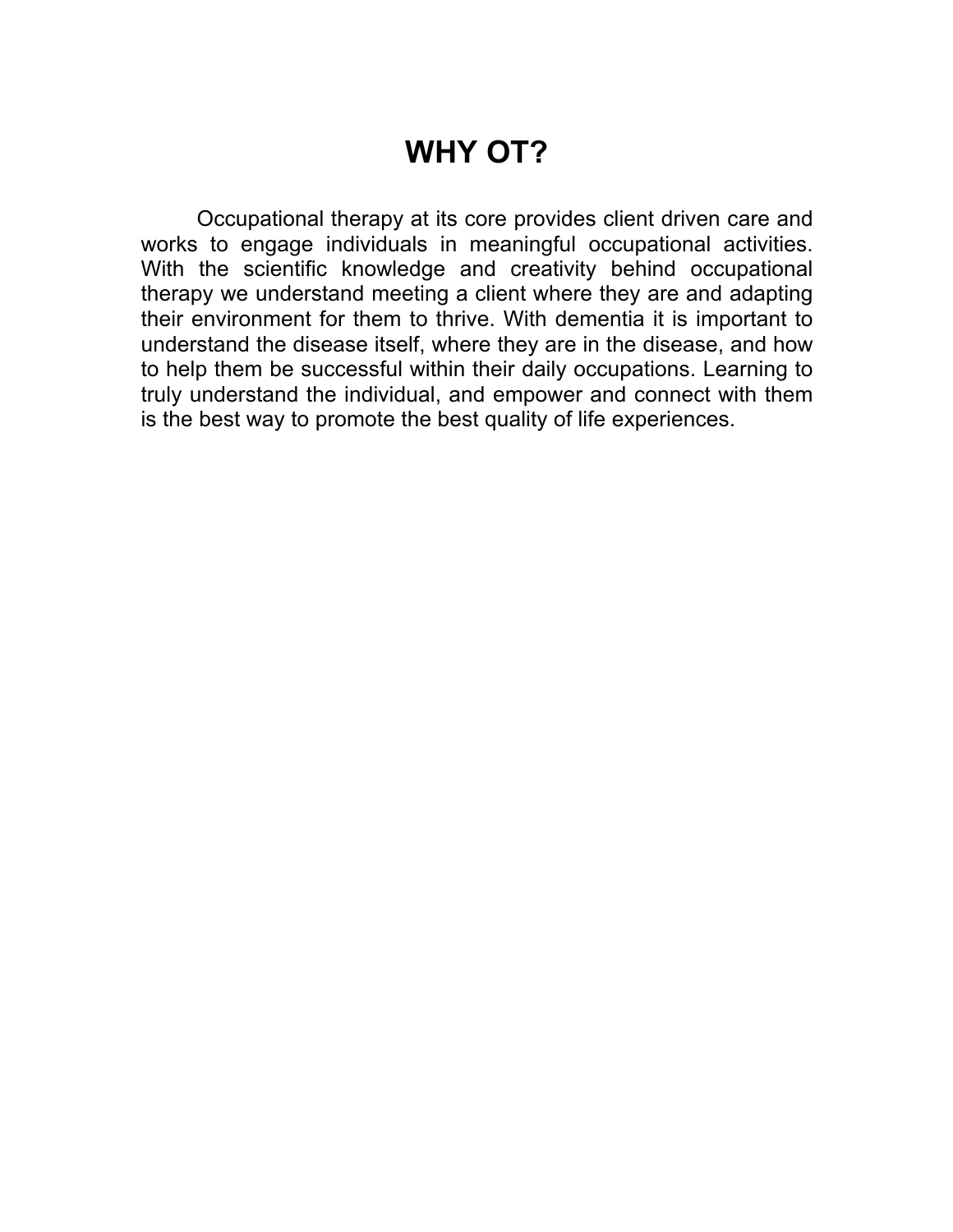# WHY OT?

Occupational therapy at its core provides client driven care and works to engage individuals in meaningful occupational activities. With the scientific knowledge and creativity behind occupational therapy we understand meeting a client where they are and adapting their environment for them to thrive. With dementia it is important to understand the disease itself, where they are in the disease, and how to help them be successful within their daily occupations. Learning to truly understand the individual, and empower and connect with them is the best way to promote the best quality of life experiences.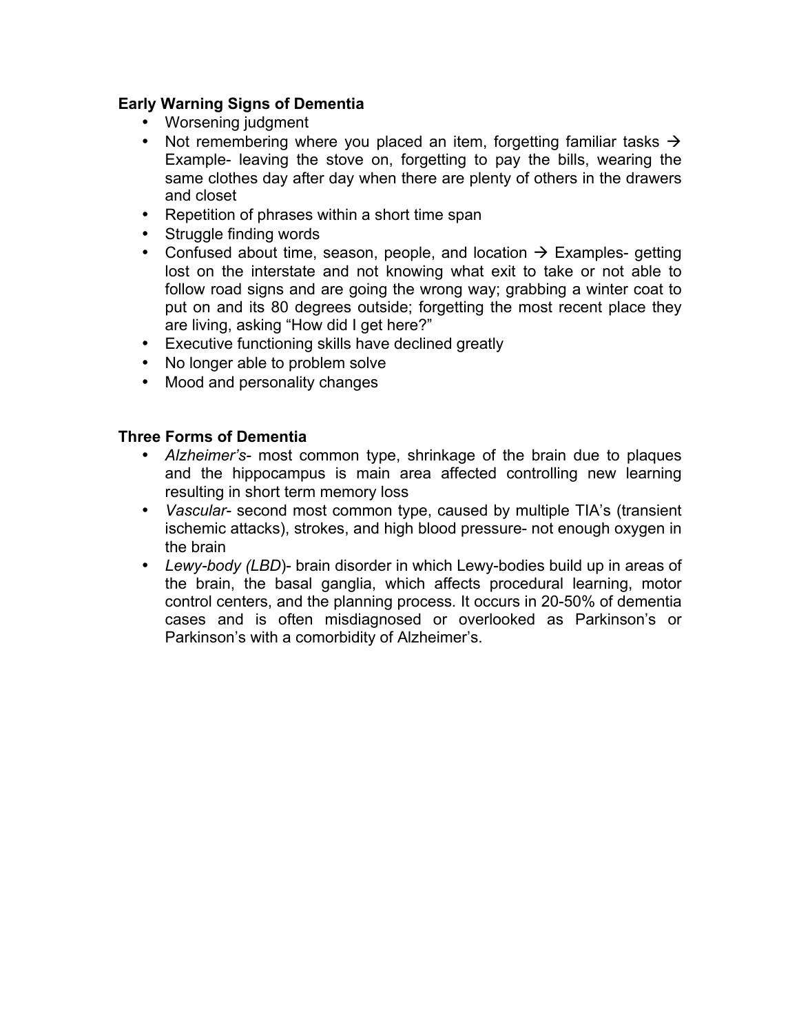**Early Warning Signs of Dementia**

- Worsening judgment
- Not remembering where you placed an item, forgetting familiar tasks → Example- leaving the stove on, forgetting to pay the bills, wearing the same clothes day after day when there are plenty of others in the drawers and closet
- Repetition of phrases within a short time span
- Struggle finding words
- Confused about time, season, people, and location → Examples- getting lost on the interstate and not knowing what exit to take or not able to follow road signs and are going the wrong way; grabbing a winter coat to put on and its 80 degrees outside; forgetting the most recent place they are living, asking "How did I get here?"
- Executive functioning skills have declined greatly
- No longer able to problem solve
- Mood and personality changes

**Three Forms of Dementia**

- *Alzheimer's*- most common type, shrinkage of the brain due to plaques and the hippocampus is main area affected controlling new learning resulting in short term memory loss
- *Vascular*- second most common type, caused by multiple TIA's (transient ischemic attacks), strokes, and high blood pressure- not enough oxygen in the brain
- *Lewy-body (LBD)*- brain disorder in which Lewy-bodies build up in areas of the brain, the basal ganglia, which affects procedural learning, motor control centers, and the planning process. It occurs in 20-50% of dementia cases and is often misdiagnosed or overlooked as Parkinson's or Parkinson's with a comorbidity of Alzheimer's.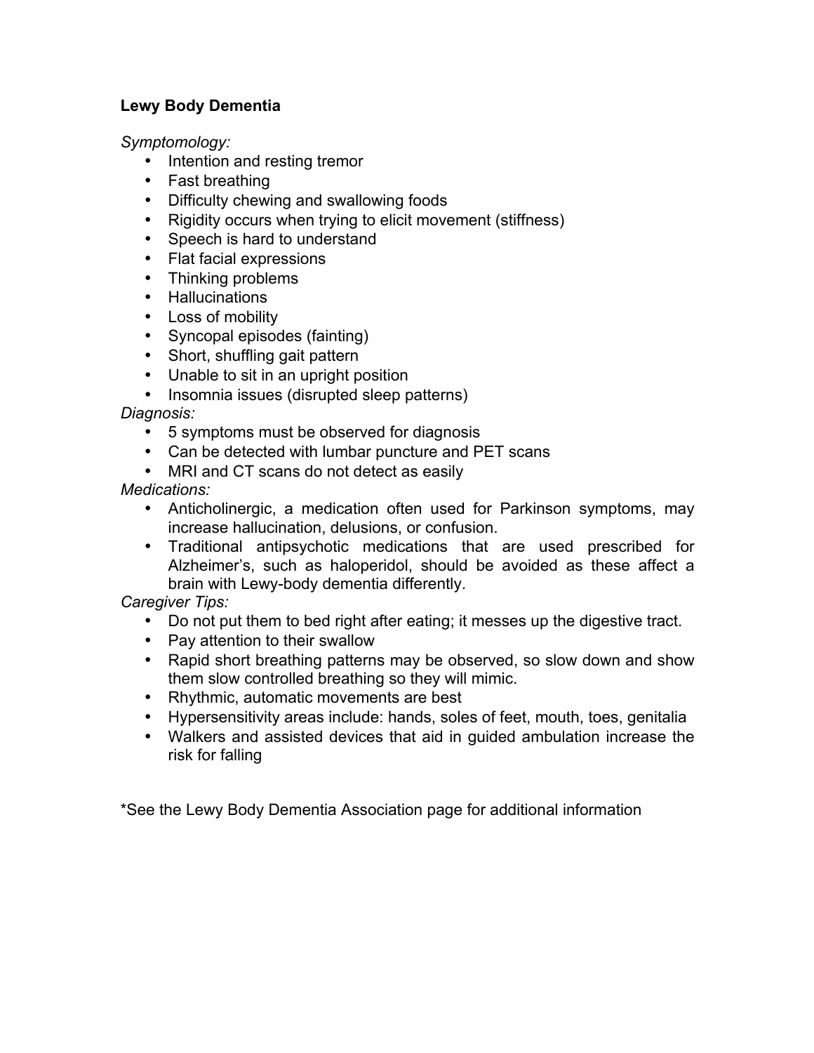**Lewy Body Dementia**

*Symptomology:*

- Intention and resting tremor
- Fast breathing
- Difficulty chewing and swallowing foods
- Rigidity occurs when trying to elicit movement (stiffness)
- Speech is hard to understand
- Flat facial expressions
- Thinking problems
- Hallucinations
- Loss of mobility
- Syncopal episodes (fainting)
- Short, shuffling gait pattern
- Unable to sit in an upright position
- Insomnia issues (disrupted sleep patterns)

*Diagnosis:*

- 5 symptoms must be observed for diagnosis
- Can be detected with lumbar puncture and PET scans
- MRI and CT scans do not detect as easily

*Medications:*

- Anticholinergic, a medication often used for Parkinson symptoms, may increase hallucination, delusions, or confusion.
- Traditional antipsychotic medications that are used prescribed for Alzheimer's, such as haloperidol, should be avoided as these affect a brain with Lewy-body dementia differently.

*Caregiver Tips:*

- Do not put them to bed right after eating; it messes up the digestive tract.
- Pay attention to their swallow
- Rapid short breathing patterns may be observed, so slow down and show them slow controlled breathing so they will mimic.
- Rhythmic, automatic movements are best
- Hypersensitivity areas include: hands, soles of feet, mouth, toes, genitalia
- Walkers and assisted devices that aid in guided ambulation increase the risk for falling

*See the Lewy Body Dementia Association page for additional information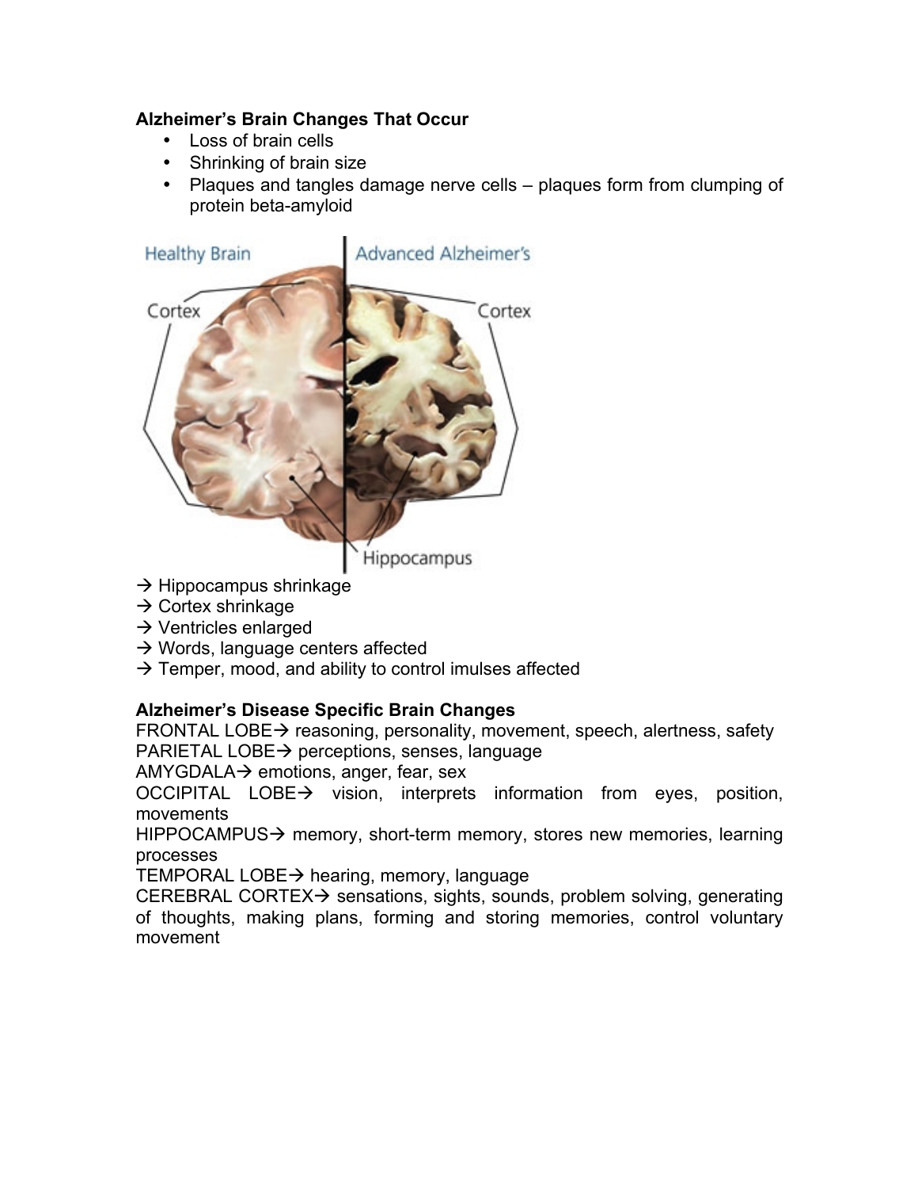**Alzheimer's Brain Changes That Occur**

- Loss of brain cells
- Shrinking of brain size
- Plaques and tangles damage nerve cells – plaques form from clumping of protein beta-amyloid

→ Hippocampus shrinkage
→ Cortex shrinkage
→ Ventricles enlarged
→ Words, language centers affected
→ Temper, mood, and ability to control imulses affected

**Alzheimer's Disease Specific Brain Changes**

FRONTAL LOBE→ reasoning, personality, movement, speech, alertness, safety
PARIETAL LOBE→ perceptions, senses, language
AMYGDALA→ emotions, anger, fear, sex
OCCIPITAL LOBE→ vision, interprets information from eyes, position, movements
HIPPOCAMPUS→ memory, short-term memory, stores new memories, learning processes
TEMPORAL LOBE→ hearing, memory, language
CEREBRAL CORTEX→ sensations, sights, sounds, problem solving, generating of thoughts, making plans, forming and storing memories, control voluntary movement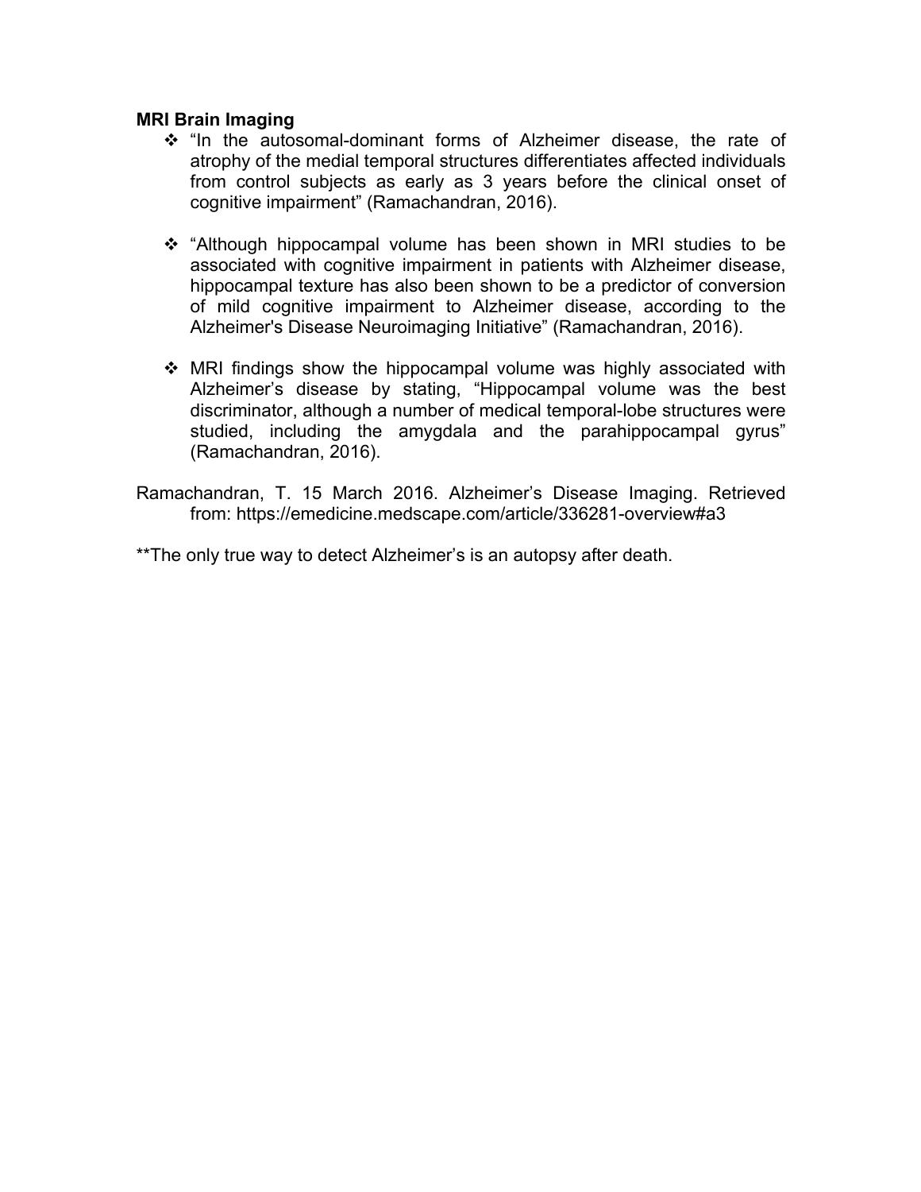**MRI Brain Imaging**

- "In the autosomal-dominant forms of Alzheimer disease, the rate of atrophy of the medial temporal structures differentiates affected individuals from control subjects as early as 3 years before the clinical onset of cognitive impairment" (Ramachandran, 2016).

- "Although hippocampal volume has been shown in MRI studies to be associated with cognitive impairment in patients with Alzheimer disease, hippocampal texture has also been shown to be a predictor of conversion of mild cognitive impairment to Alzheimer disease, according to the Alzheimer's Disease Neuroimaging Initiative" (Ramachandran, 2016).

- MRI findings show the hippocampal volume was highly associated with Alzheimer's disease by stating, "Hippocampal volume was the best discriminator, although a number of medical temporal-lobe structures were studied, including the amygdala and the parahippocampal gyrus" (Ramachandran, 2016).

Ramachandran, T. 15 March 2016. Alzheimer's Disease Imaging. Retrieved from: https://emedicine.medscape.com/article/336281-overview#a3

**The only true way to detect Alzheimer's is an autopsy after death.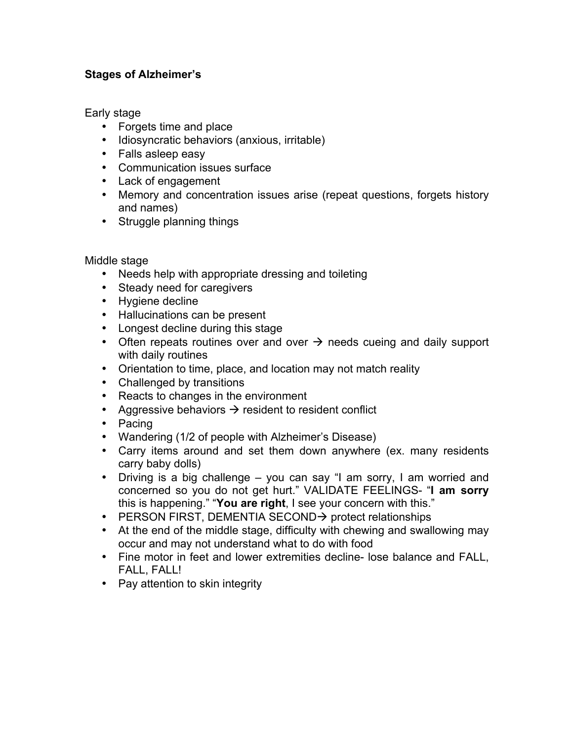**Stages of Alzheimer's**

Early stage

- Forgets time and place
- Idiosyncratic behaviors (anxious, irritable)
- Falls asleep easy
- Communication issues surface
- Lack of engagement
- Memory and concentration issues arise (repeat questions, forgets history and names)
- Struggle planning things

Middle stage

- Needs help with appropriate dressing and toileting
- Steady need for caregivers
- Hygiene decline
- Hallucinations can be present
- Longest decline during this stage
- Often repeats routines over and over → needs cueing and daily support with daily routines
- Orientation to time, place, and location may not match reality
- Challenged by transitions
- Reacts to changes in the environment
- Aggressive behaviors → resident to resident conflict
- Pacing
- Wandering (1/2 of people with Alzheimer's Disease)
- Carry items around and set them down anywhere (ex. many residents carry baby dolls)
- Driving is a big challenge – you can say "I am sorry, I am worried and concerned so you do not get hurt." VALIDATE FEELINGS- "**I am sorry** this is happening." "**You are right**, I see your concern with this."
- PERSON FIRST, DEMENTIA SECOND→ protect relationships
- At the end of the middle stage, difficulty with chewing and swallowing may occur and may not understand what to do with food
- Fine motor in feet and lower extremities decline- lose balance and FALL, FALL, FALL!
- Pay attention to skin integrity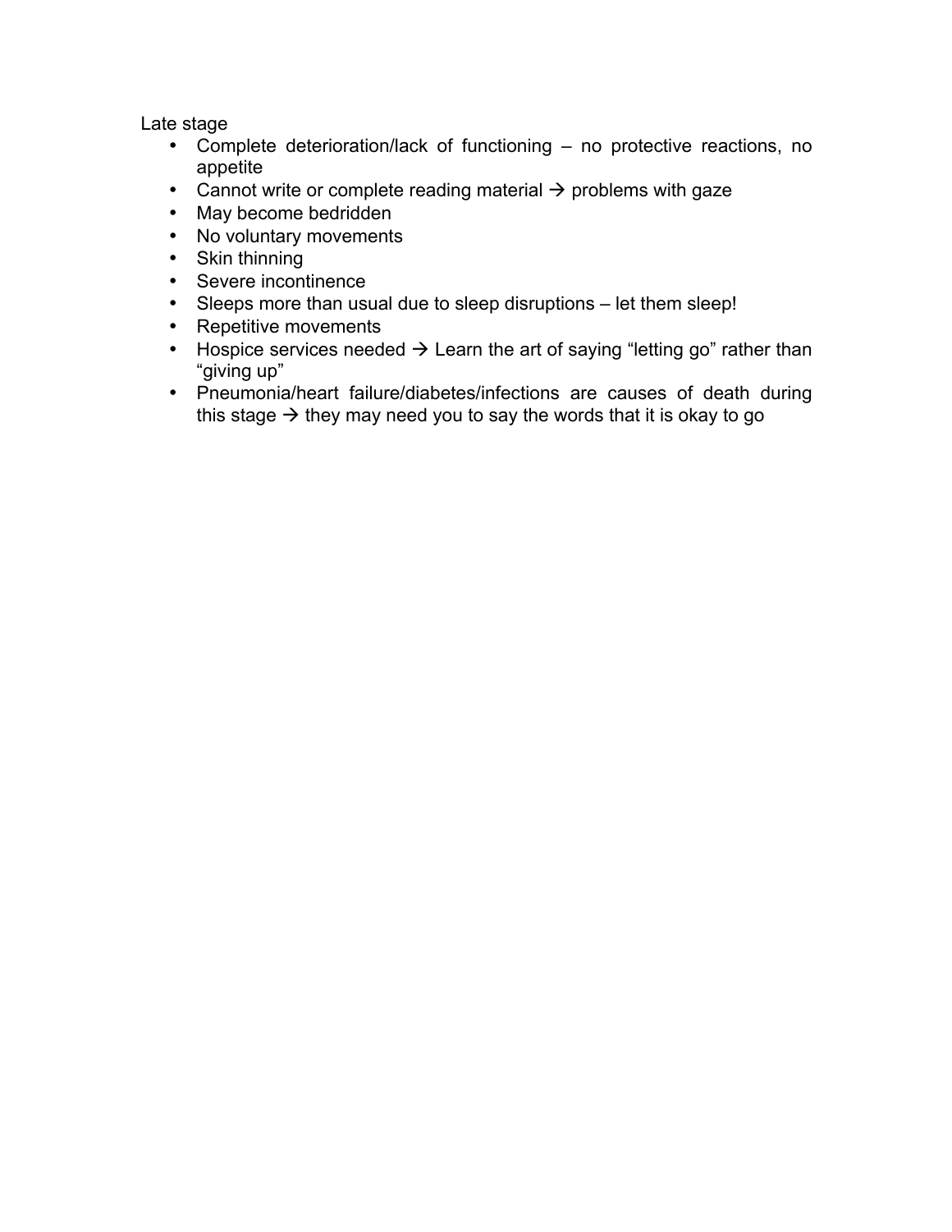Late stage

- Complete deterioration/lack of functioning – no protective reactions, no appetite
- Cannot write or complete reading material → problems with gaze
- May become bedridden
- No voluntary movements
- Skin thinning
- Severe incontinence
- Sleeps more than usual due to sleep disruptions – let them sleep!
- Repetitive movements
- Hospice services needed → Learn the art of saying "letting go" rather than "giving up"
- Pneumonia/heart failure/diabetes/infections are causes of death during this stage → they may need you to say the words that it is okay to go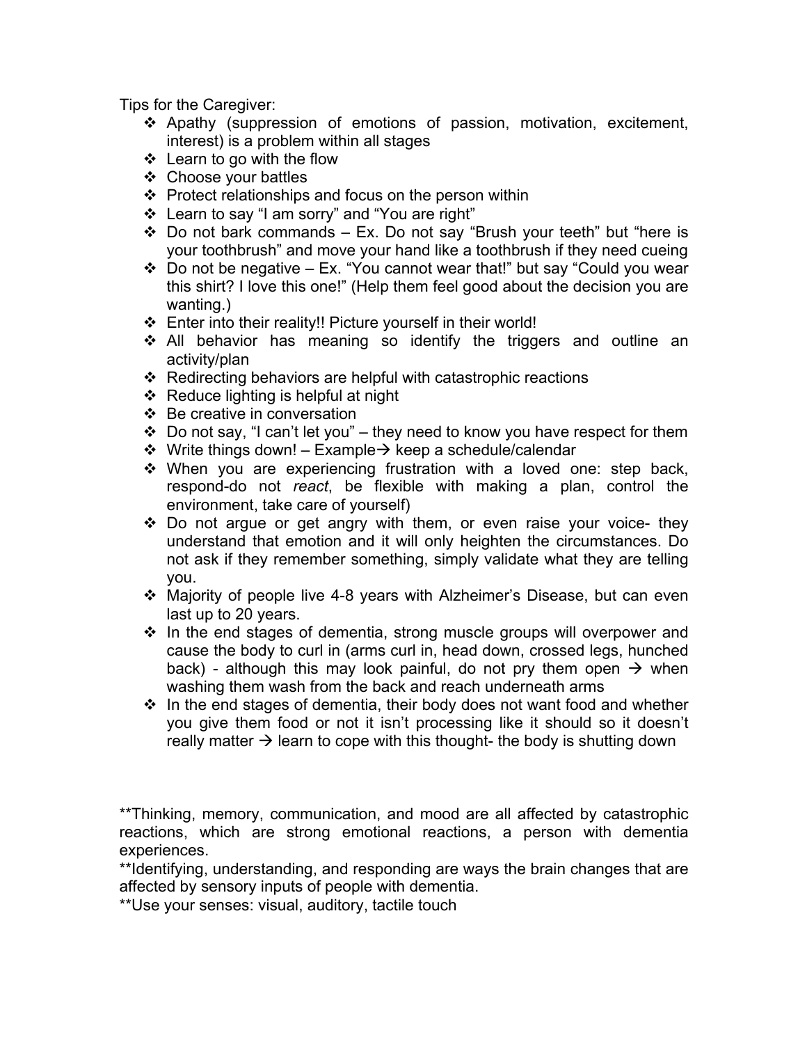Tips for the Caregiver:

- Apathy (suppression of emotions of passion, motivation, excitement, interest) is a problem within all stages
- Learn to go with the flow
- Choose your battles
- Protect relationships and focus on the person within
- Learn to say "I am sorry" and "You are right"
- Do not bark commands – Ex. Do not say "Brush your teeth" but "here is your toothbrush" and move your hand like a toothbrush if they need cueing
- Do not be negative – Ex. "You cannot wear that!" but say "Could you wear this shirt? I love this one!" (Help them feel good about the decision you are wanting.)
- Enter into their reality!! Picture yourself in their world!
- All behavior has meaning so identify the triggers and outline an activity/plan
- Redirecting behaviors are helpful with catastrophic reactions
- Reduce lighting is helpful at night
- Be creative in conversation
- Do not say, "I can't let you" – they need to know you have respect for them
- Write things down! – Example→ keep a schedule/calendar
- When you are experiencing frustration with a loved one: step back, respond-do not *react*, be flexible with making a plan, control the environment, take care of yourself)
- Do not argue or get angry with them, or even raise your voice- they understand that emotion and it will only heighten the circumstances. Do not ask if they remember something, simply validate what they are telling you.
- Majority of people live 4-8 years with Alzheimer's Disease, but can even last up to 20 years.
- In the end stages of dementia, strong muscle groups will overpower and cause the body to curl in (arms curl in, head down, crossed legs, hunched back) - although this may look painful, do not pry them open → when washing them wash from the back and reach underneath arms
- In the end stages of dementia, their body does not want food and whether you give them food or not it isn't processing like it should so it doesn't really matter → learn to cope with this thought- the body is shutting down

**Thinking, memory, communication, and mood are all affected by catastrophic reactions, which are strong emotional reactions, a person with dementia experiences.

**Identifying, understanding, and responding are ways the brain changes that are affected by sensory inputs of people with dementia.

**Use your senses: visual, auditory, tactile touch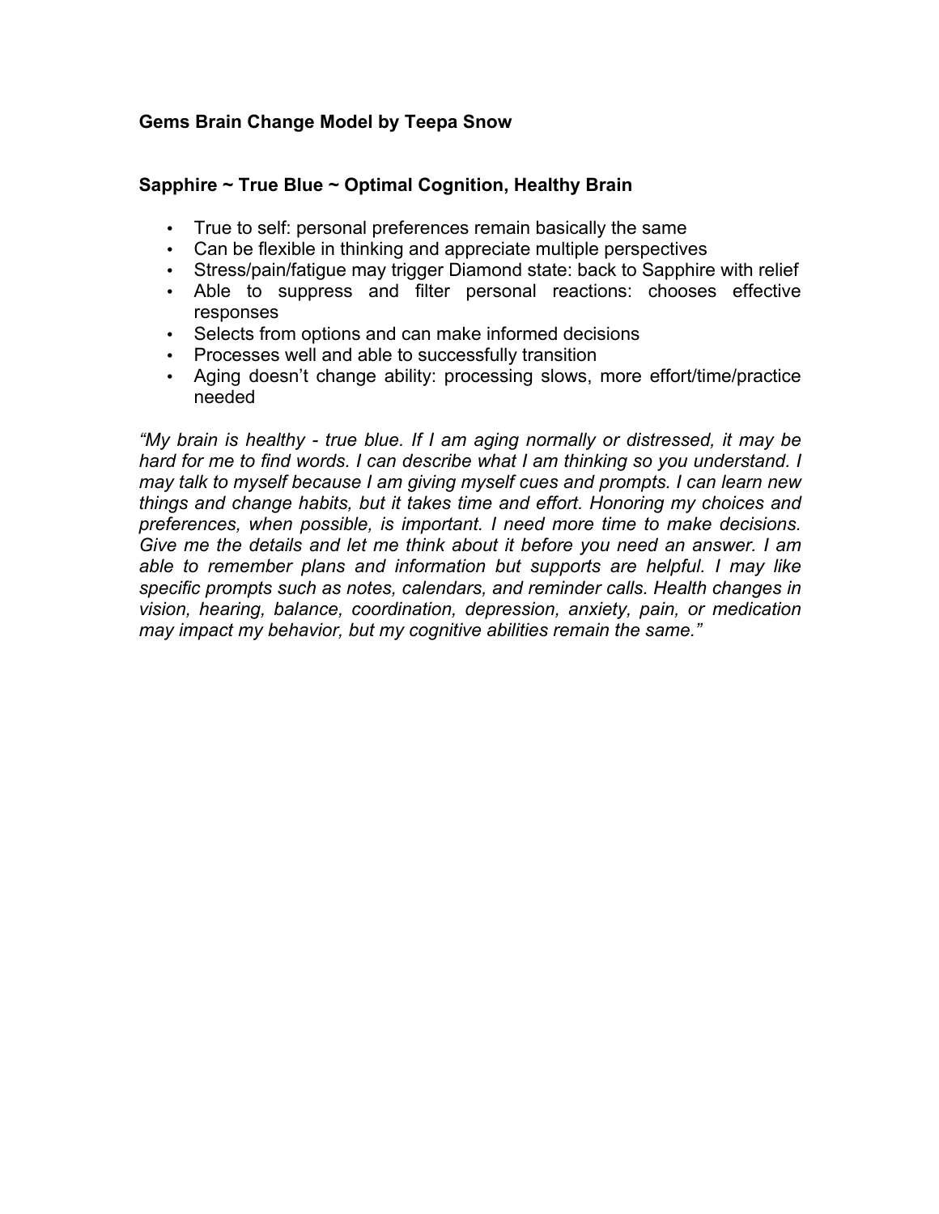**Gems Brain Change Model by Teepa Snow**

**Sapphire ~ True Blue ~ Optimal Cognition, Healthy Brain**

- True to self: personal preferences remain basically the same
- Can be flexible in thinking and appreciate multiple perspectives
- Stress/pain/fatigue may trigger Diamond state: back to Sapphire with relief
- Able to suppress and filter personal reactions: chooses effective responses
- Selects from options and can make informed decisions
- Processes well and able to successfully transition
- Aging doesn't change ability: processing slows, more effort/time/practice needed

*"My brain is healthy - true blue. If I am aging normally or distressed, it may be hard for me to find words. I can describe what I am thinking so you understand. I may talk to myself because I am giving myself cues and prompts. I can learn new things and change habits, but it takes time and effort. Honoring my choices and preferences, when possible, is important. I need more time to make decisions. Give me the details and let me think about it before you need an answer. I am able to remember plans and information but supports are helpful. I may like specific prompts such as notes, calendars, and reminder calls. Health changes in vision, hearing, balance, coordination, depression, anxiety, pain, or medication may impact my behavior, but my cognitive abilities remain the same."*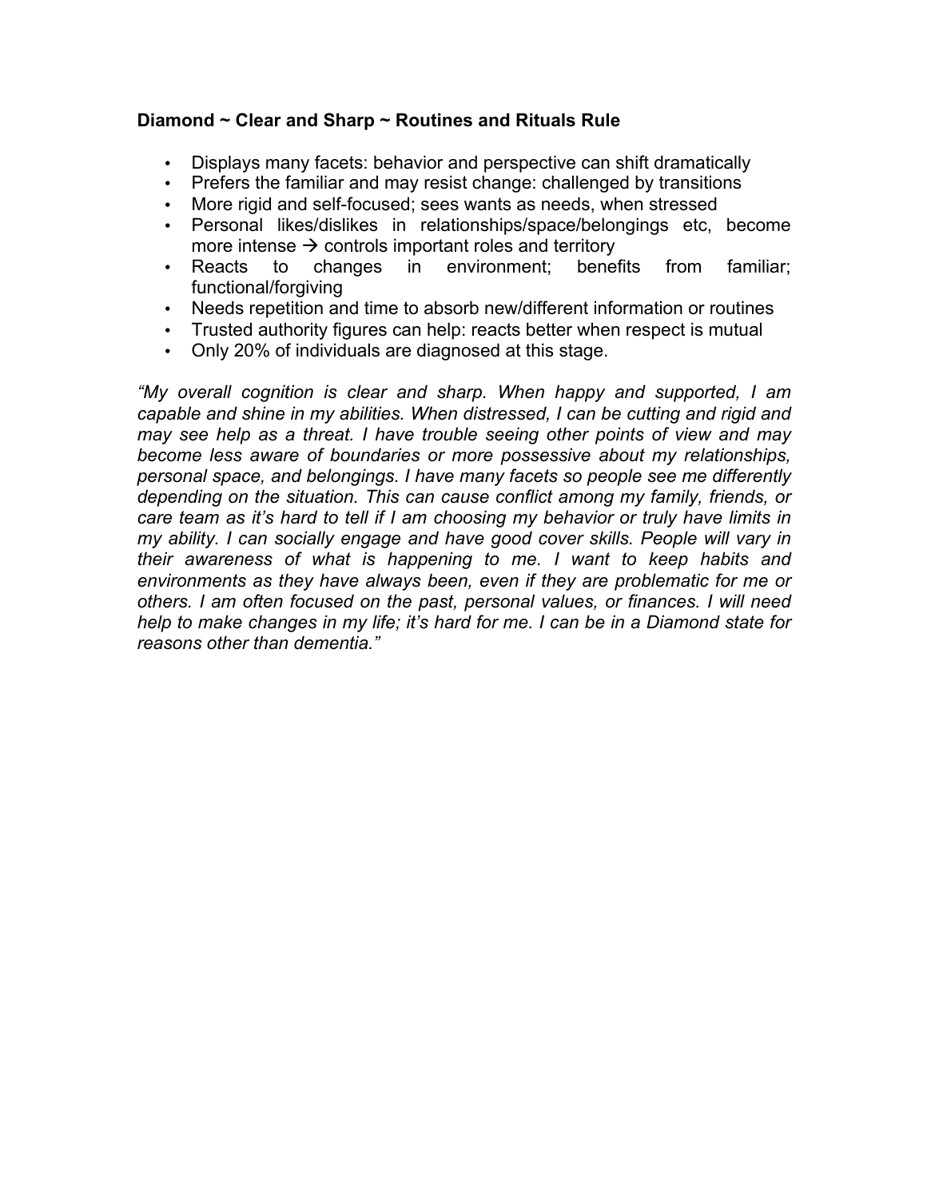**Diamond ~ Clear and Sharp ~ Routines and Rituals Rule**

- Displays many facets: behavior and perspective can shift dramatically
- Prefers the familiar and may resist change: challenged by transitions
- More rigid and self-focused; sees wants as needs, when stressed
- Personal likes/dislikes in relationships/space/belongings etc, become more intense → controls important roles and territory
- Reacts to changes in environment; benefits from familiar; functional/forgiving
- Needs repetition and time to absorb new/different information or routines
- Trusted authority figures can help: reacts better when respect is mutual
- Only 20% of individuals are diagnosed at this stage.

*"My overall cognition is clear and sharp. When happy and supported, I am capable and shine in my abilities. When distressed, I can be cutting and rigid and may see help as a threat. I have trouble seeing other points of view and may become less aware of boundaries or more possessive about my relationships, personal space, and belongings. I have many facets so people see me differently depending on the situation. This can cause conflict among my family, friends, or care team as it's hard to tell if I am choosing my behavior or truly have limits in my ability. I can socially engage and have good cover skills. People will vary in their awareness of what is happening to me. I want to keep habits and environments as they have always been, even if they are problematic for me or others. I am often focused on the past, personal values, or finances. I will need help to make changes in my life; it's hard for me. I can be in a Diamond state for reasons other than dementia."*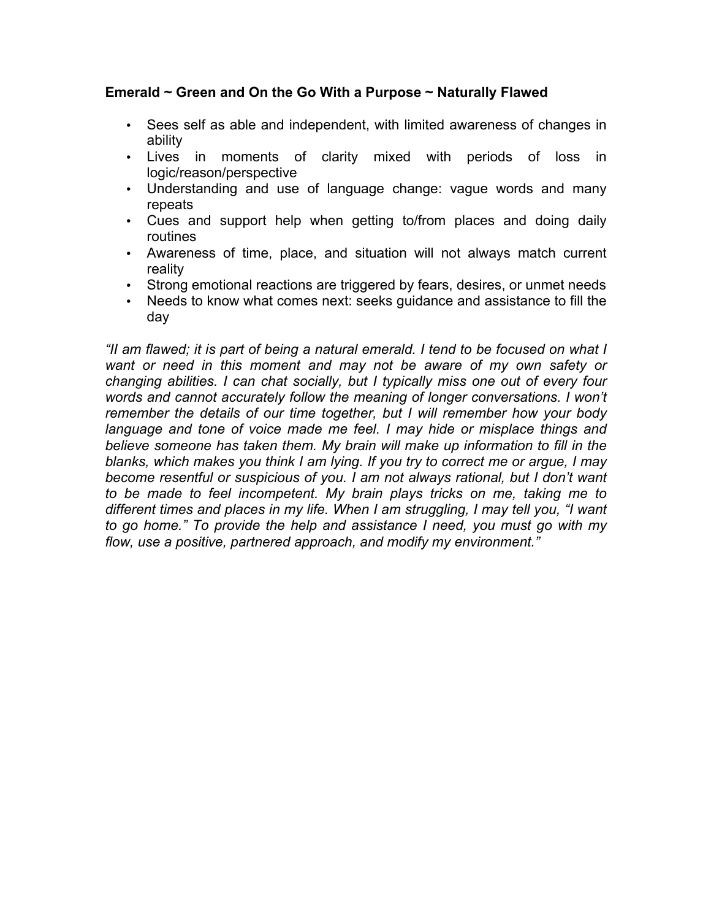**Emerald ~ Green and On the Go With a Purpose ~ Naturally Flawed**

- Sees self as able and independent, with limited awareness of changes in ability
- Lives in moments of clarity mixed with periods of loss in logic/reason/perspective
- Understanding and use of language change: vague words and many repeats
- Cues and support help when getting to/from places and doing daily routines
- Awareness of time, place, and situation will not always match current reality
- Strong emotional reactions are triggered by fears, desires, or unmet needs
- Needs to know what comes next: seeks guidance and assistance to fill the day

*"II am flawed; it is part of being a natural emerald. I tend to be focused on what I want or need in this moment and may not be aware of my own safety or changing abilities. I can chat socially, but I typically miss one out of every four words and cannot accurately follow the meaning of longer conversations. I won't remember the details of our time together, but I will remember how your body language and tone of voice made me feel. I may hide or misplace things and believe someone has taken them. My brain will make up information to fill in the blanks, which makes you think I am lying. If you try to correct me or argue, I may become resentful or suspicious of you. I am not always rational, but I don't want to be made to feel incompetent. My brain plays tricks on me, taking me to different times and places in my life. When I am struggling, I may tell you, "I want to go home." To provide the help and assistance I need, you must go with my flow, use a positive, partnered approach, and modify my environment."*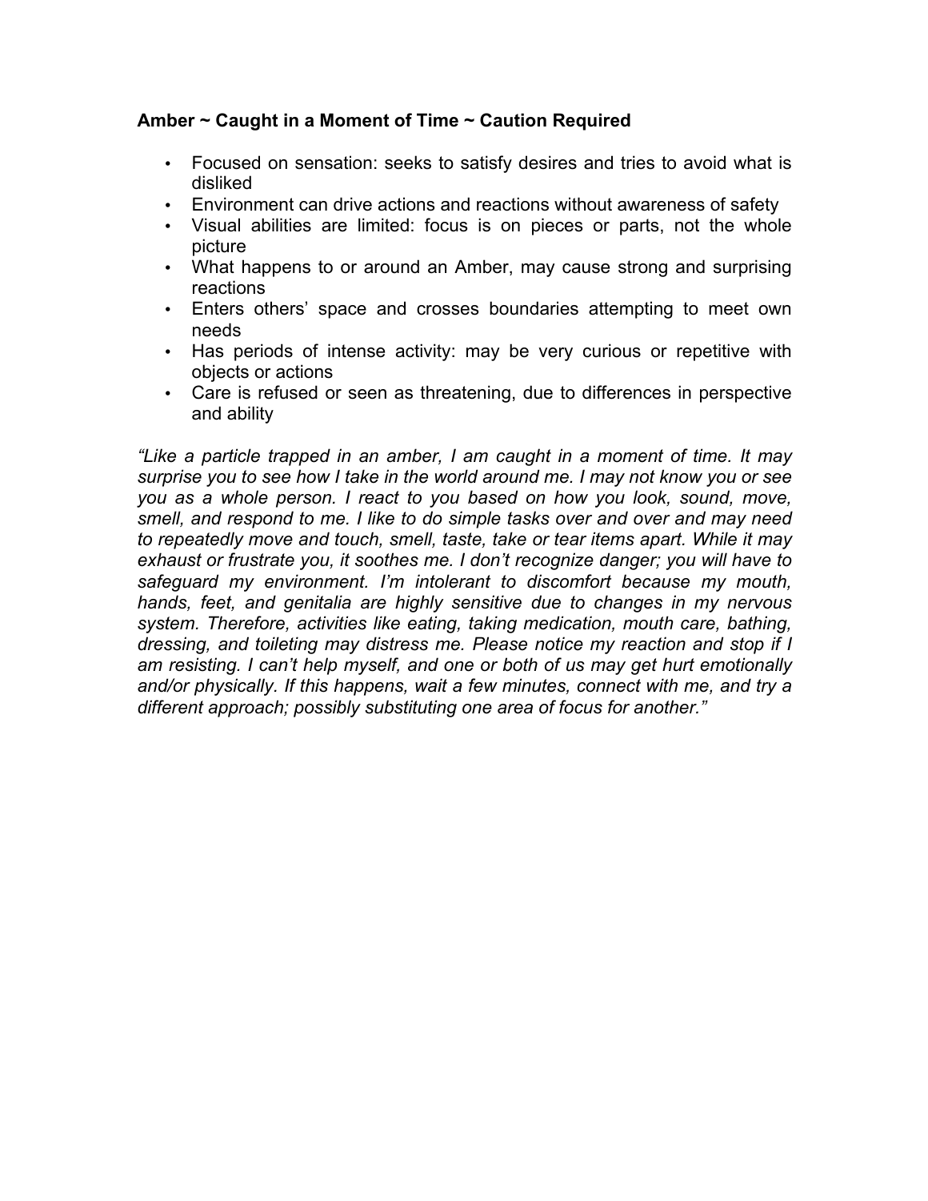**Amber ~ Caught in a Moment of Time ~ Caution Required**

- Focused on sensation: seeks to satisfy desires and tries to avoid what is disliked
- Environment can drive actions and reactions without awareness of safety
- Visual abilities are limited: focus is on pieces or parts, not the whole picture
- What happens to or around an Amber, may cause strong and surprising reactions
- Enters others' space and crosses boundaries attempting to meet own needs
- Has periods of intense activity: may be very curious or repetitive with objects or actions
- Care is refused or seen as threatening, due to differences in perspective and ability

*"Like a particle trapped in an amber, I am caught in a moment of time. It may surprise you to see how I take in the world around me. I may not know you or see you as a whole person. I react to you based on how you look, sound, move, smell, and respond to me. I like to do simple tasks over and over and may need to repeatedly move and touch, smell, taste, take or tear items apart. While it may exhaust or frustrate you, it soothes me. I don't recognize danger; you will have to safeguard my environment. I'm intolerant to discomfort because my mouth, hands, feet, and genitalia are highly sensitive due to changes in my nervous system. Therefore, activities like eating, taking medication, mouth care, bathing, dressing, and toileting may distress me. Please notice my reaction and stop if I am resisting. I can't help myself, and one or both of us may get hurt emotionally and/or physically. If this happens, wait a few minutes, connect with me, and try a different approach; possibly substituting one area of focus for another."*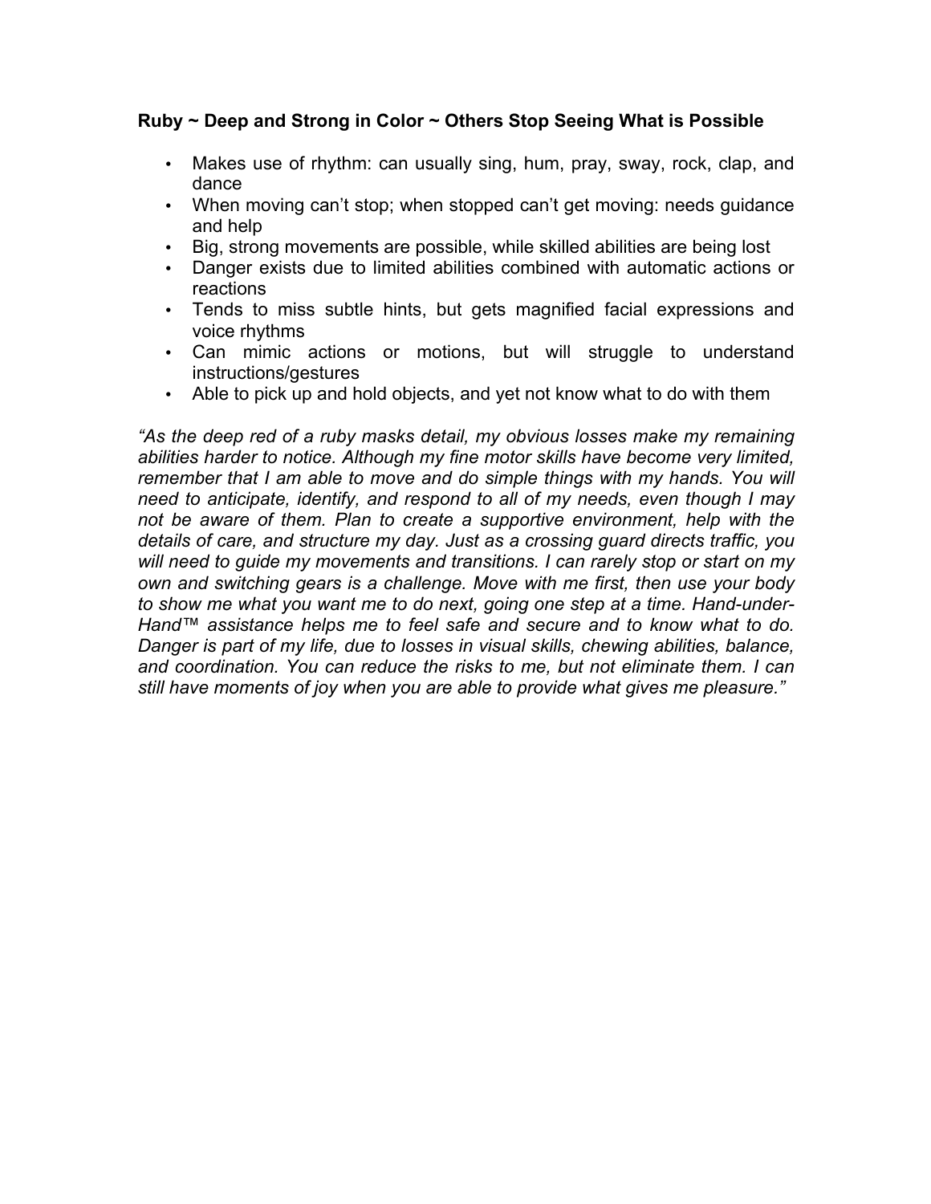**Ruby ~ Deep and Strong in Color ~ Others Stop Seeing What is Possible**

- Makes use of rhythm: can usually sing, hum, pray, sway, rock, clap, and dance
- When moving can't stop; when stopped can't get moving: needs guidance and help
- Big, strong movements are possible, while skilled abilities are being lost
- Danger exists due to limited abilities combined with automatic actions or reactions
- Tends to miss subtle hints, but gets magnified facial expressions and voice rhythms
- Can mimic actions or motions, but will struggle to understand instructions/gestures
- Able to pick up and hold objects, and yet not know what to do with them

*"As the deep red of a ruby masks detail, my obvious losses make my remaining abilities harder to notice. Although my fine motor skills have become very limited, remember that I am able to move and do simple things with my hands. You will need to anticipate, identify, and respond to all of my needs, even though I may not be aware of them. Plan to create a supportive environment, help with the details of care, and structure my day. Just as a crossing guard directs traffic, you will need to guide my movements and transitions. I can rarely stop or start on my own and switching gears is a challenge. Move with me first, then use your body to show me what you want me to do next, going one step at a time. Hand-under-Hand™ assistance helps me to feel safe and secure and to know what to do. Danger is part of my life, due to losses in visual skills, chewing abilities, balance, and coordination. You can reduce the risks to me, but not eliminate them. I can still have moments of joy when you are able to provide what gives me pleasure."*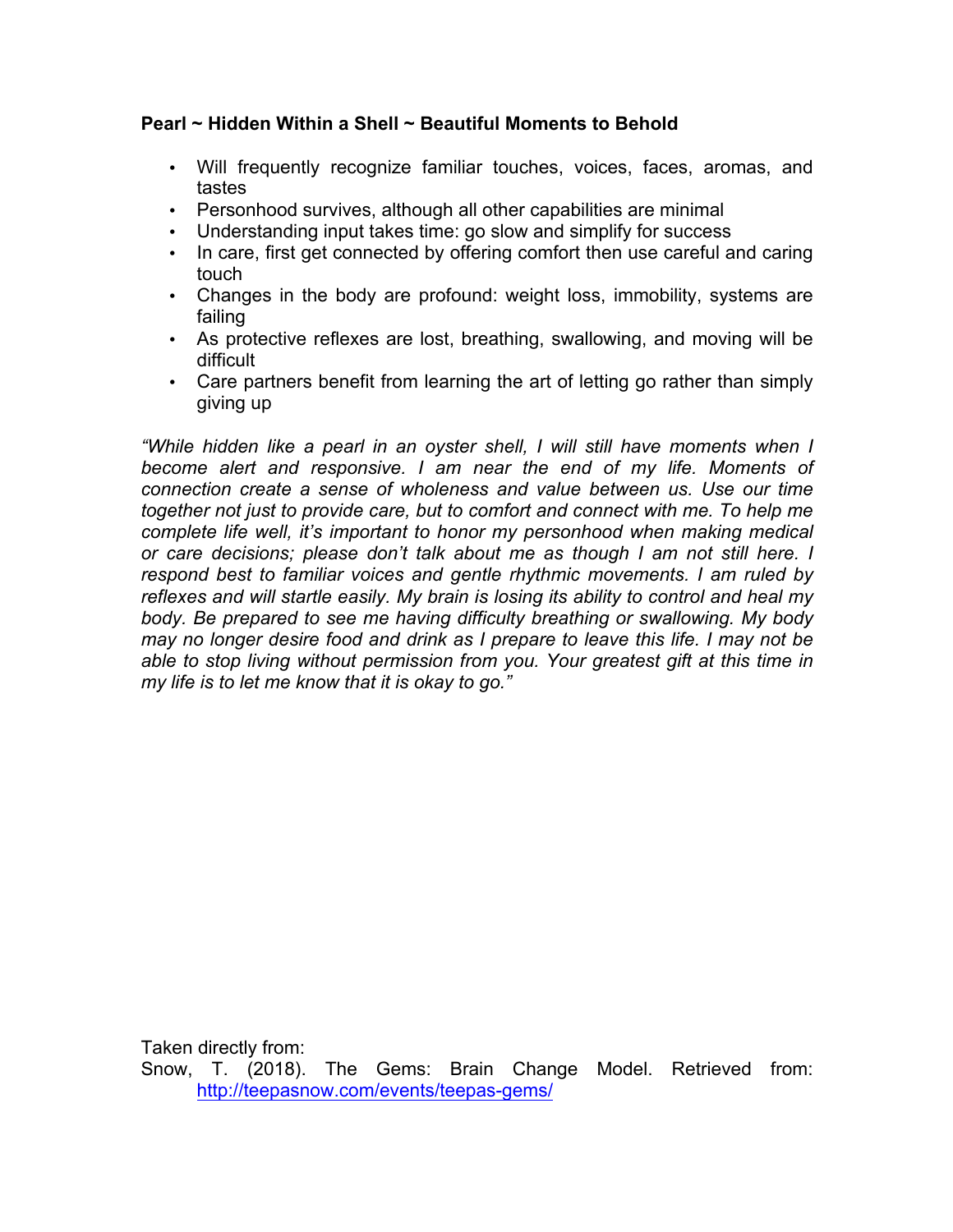**Pearl ~ Hidden Within a Shell ~ Beautiful Moments to Behold**

- Will frequently recognize familiar touches, voices, faces, aromas, and tastes
- Personhood survives, although all other capabilities are minimal
- Understanding input takes time: go slow and simplify for success
- In care, first get connected by offering comfort then use careful and caring touch
- Changes in the body are profound: weight loss, immobility, systems are failing
- As protective reflexes are lost, breathing, swallowing, and moving will be difficult
- Care partners benefit from learning the art of letting go rather than simply giving up

*"While hidden like a pearl in an oyster shell, I will still have moments when I become alert and responsive. I am near the end of my life. Moments of connection create a sense of wholeness and value between us. Use our time together not just to provide care, but to comfort and connect with me. To help me complete life well, it's important to honor my personhood when making medical or care decisions; please don't talk about me as though I am not still here. I respond best to familiar voices and gentle rhythmic movements. I am ruled by reflexes and will startle easily. My brain is losing its ability to control and heal my body. Be prepared to see me having difficulty breathing or swallowing. My body may no longer desire food and drink as I prepare to leave this life. I may not be able to stop living without permission from you. Your greatest gift at this time in my life is to let me know that it is okay to go."*

Taken directly from:
Snow, T. (2018). The Gems: Brain Change Model. Retrieved from: http://teepasnow.com/events/teepas-gems/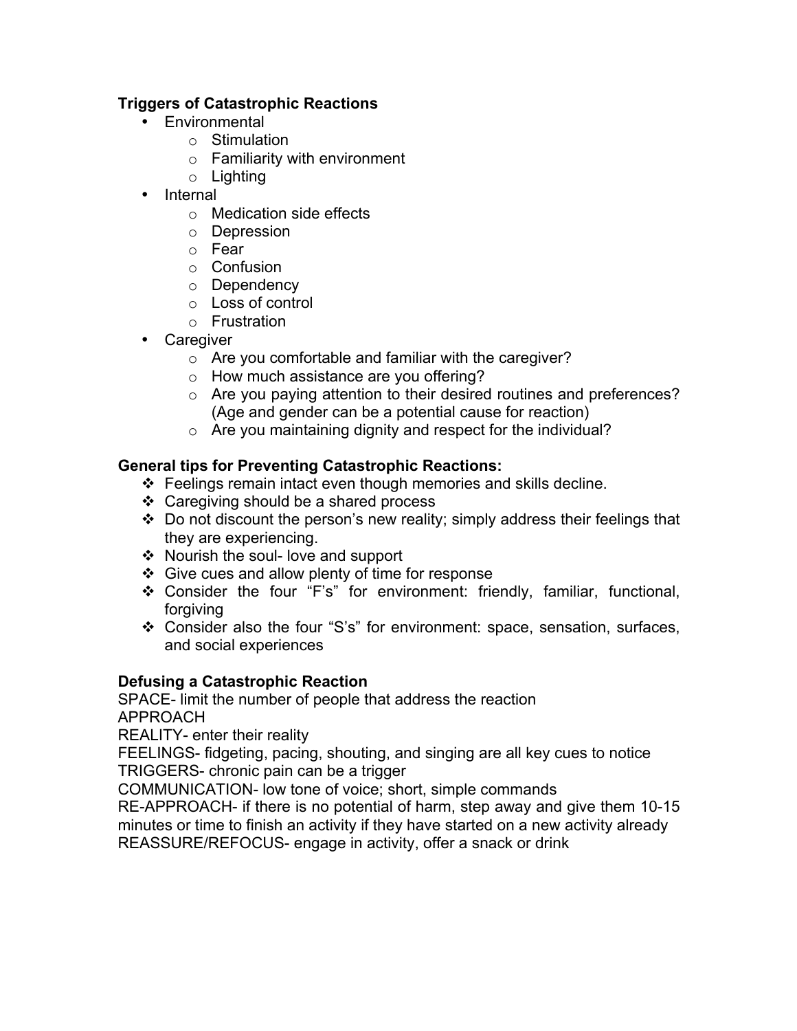**Triggers of Catastrophic Reactions**

- Environmental
  - Stimulation
  - Familiarity with environment
  - Lighting
- Internal
  - Medication side effects
  - Depression
  - Fear
  - Confusion
  - Dependency
  - Loss of control
  - Frustration
- Caregiver
  - Are you comfortable and familiar with the caregiver?
  - How much assistance are you offering?
  - Are you paying attention to their desired routines and preferences? (Age and gender can be a potential cause for reaction)
  - Are you maintaining dignity and respect for the individual?

**General tips for Preventing Catastrophic Reactions:**

- Feelings remain intact even though memories and skills decline.
- Caregiving should be a shared process
- Do not discount the person's new reality; simply address their feelings that they are experiencing.
- Nourish the soul- love and support
- Give cues and allow plenty of time for response
- Consider the four "F's" for environment: friendly, familiar, functional, forgiving
- Consider also the four "S's" for environment: space, sensation, surfaces, and social experiences

**Defusing a Catastrophic Reaction**

SPACE- limit the number of people that address the reaction
APPROACH
REALITY- enter their reality
FEELINGS- fidgeting, pacing, shouting, and singing are all key cues to notice
TRIGGERS- chronic pain can be a trigger
COMMUNICATION- low tone of voice; short, simple commands
RE-APPROACH- if there is no potential of harm, step away and give them 10-15 minutes or time to finish an activity if they have started on a new activity already
REASSURE/REFOCUS- engage in activity, offer a snack or drink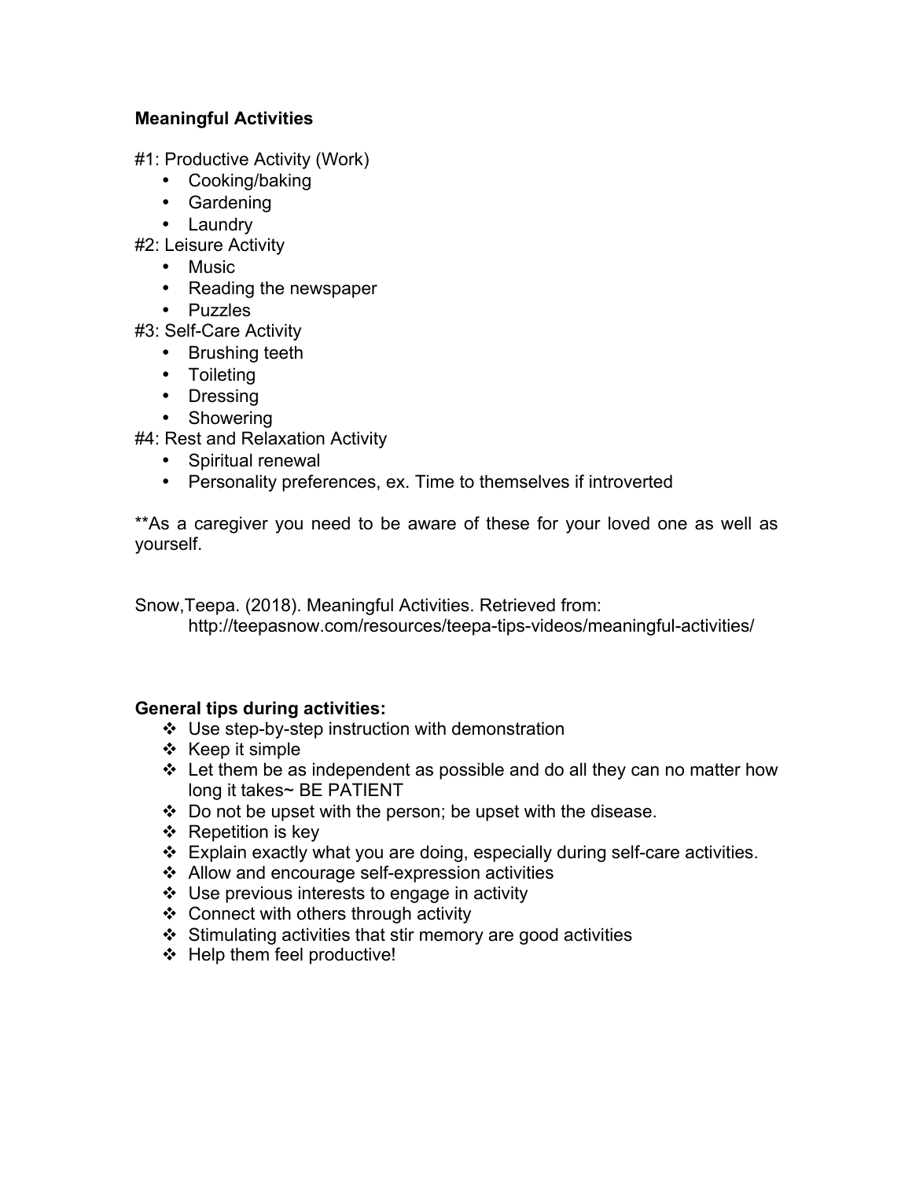**Meaningful Activities**

#1: Productive Activity (Work)

- Cooking/baking
- Gardening
- Laundry

#2: Leisure Activity

- Music
- Reading the newspaper
- Puzzles

#3: Self-Care Activity

- Brushing teeth
- Toileting
- Dressing
- Showering

#4: Rest and Relaxation Activity

- Spiritual renewal
- Personality preferences, ex. Time to themselves if introverted

**As a caregiver you need to be aware of these for your loved one as well as yourself.

Snow,Teepa. (2018). Meaningful Activities. Retrieved from: http://teepasnow.com/resources/teepa-tips-videos/meaningful-activities/

**General tips during activities:**

- Use step-by-step instruction with demonstration
- Keep it simple
- Let them be as independent as possible and do all they can no matter how long it takes~ BE PATIENT
- Do not be upset with the person; be upset with the disease.
- Repetition is key
- Explain exactly what you are doing, especially during self-care activities.
- Allow and encourage self-expression activities
- Use previous interests to engage in activity
- Connect with others through activity
- Stimulating activities that stir memory are good activities
- Help them feel productive!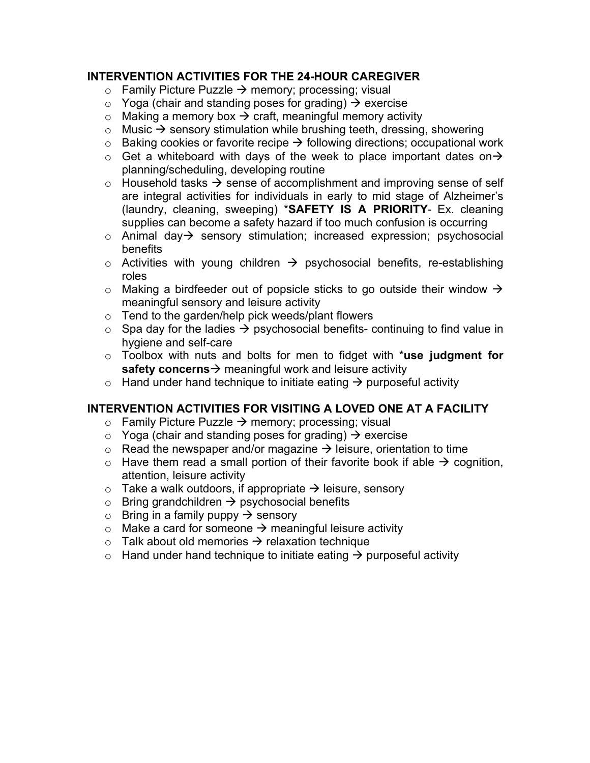## INTERVENTION ACTIVITIES FOR THE 24-HOUR CAREGIVER

- Family Picture Puzzle → memory; processing; visual
- Yoga (chair and standing poses for grading) → exercise
- Making a memory box → craft, meaningful memory activity
- Music → sensory stimulation while brushing teeth, dressing, showering
- Baking cookies or favorite recipe → following directions; occupational work
- Get a whiteboard with days of the week to place important dates on→ planning/scheduling, developing routine
- Household tasks → sense of accomplishment and improving sense of self are integral activities for individuals in early to mid stage of Alzheimer's (laundry, cleaning, sweeping) ***SAFETY IS A PRIORITY**- Ex. cleaning supplies can become a safety hazard if too much confusion is occurring
- Animal day→ sensory stimulation; increased expression; psychosocial benefits
- Activities with young children → psychosocial benefits, re-establishing roles
- Making a birdfeeder out of popsicle sticks to go outside their window → meaningful sensory and leisure activity
- Tend to the garden/help pick weeds/plant flowers
- Spa day for the ladies → psychosocial benefits- continuing to find value in hygiene and self-care
- Toolbox with nuts and bolts for men to fidget with ***use judgment for safety concerns**→ meaningful work and leisure activity
- Hand under hand technique to initiate eating → purposeful activity

## INTERVENTION ACTIVITIES FOR VISITING A LOVED ONE AT A FACILITY

- Family Picture Puzzle → memory; processing; visual
- Yoga (chair and standing poses for grading) → exercise
- Read the newspaper and/or magazine → leisure, orientation to time
- Have them read a small portion of their favorite book if able → cognition, attention, leisure activity
- Take a walk outdoors, if appropriate → leisure, sensory
- Bring grandchildren → psychosocial benefits
- Bring in a family puppy → sensory
- Make a card for someone → meaningful leisure activity
- Talk about old memories → relaxation technique
- Hand under hand technique to initiate eating → purposeful activity